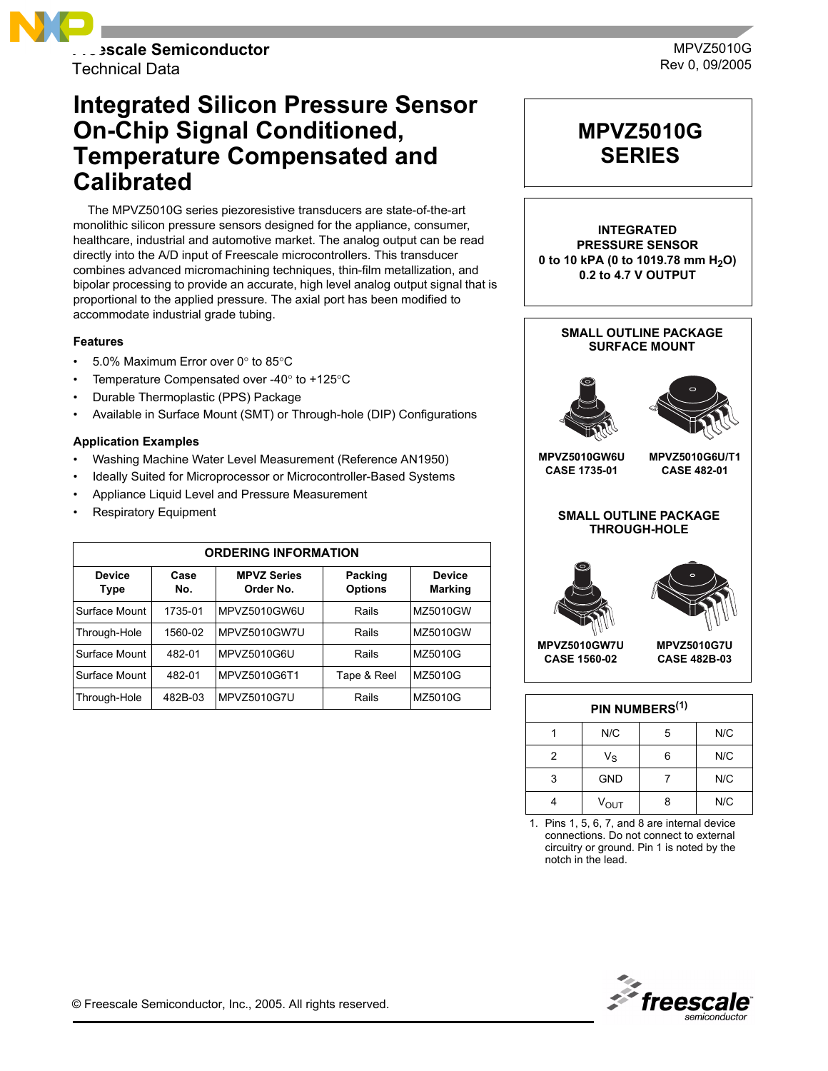Freescale Semiconductor
Technical Data

MPVZ5010G
Rev 0, 09/2005

# Integrated Silicon Pressure Sensor On-Chip Signal Conditioned, Temperature Compensated and Calibrated

The MPVZ5010G series piezoresistive transducers are state-of-the-art monolithic silicon pressure sensors designed for the appliance, consumer, healthcare, industrial and automotive market. The analog output can be read directly into the A/D input of Freescale microcontrollers. This transducer combines advanced micromachining techniques, thin-film metallization, and bipolar processing to provide an accurate, high level analog output signal that is proportional to the applied pressure. The axial port has been modified to accommodate industrial grade tubing.

### Features

- 5.0% Maximum Error over 0° to 85°C
- Temperature Compensated over -40° to +125°C
- Durable Thermoplastic (PPS) Package
- Available in Surface Mount (SMT) or Through-hole (DIP) Configurations

### Application Examples

- Washing Machine Water Level Measurement (Reference AN1950)
- Ideally Suited for Microprocessor or Microcontroller-Based Systems
- Appliance Liquid Level and Pressure Measurement
- Respiratory Equipment

**ORDERING INFORMATION**

| Device Type | Case No. | MPVZ Series Order No. | Packing Options | Device Marking |
|---|---|---|---|---|
| Surface Mount | 1735-01 | MPVZ5010GW6U | Rails | MZ5010GW |
| Through-Hole | 1560-02 | MPVZ5010GW7U | Rails | MZ5010GW |
| Surface Mount | 482-01 | MPVZ5010G6U | Rails | MZ5010G |
| Surface Mount | 482-01 | MPVZ5010G6T1 | Tape & Reel | MZ5010G |
| Through-Hole | 482B-03 | MPVZ5010G7U | Rails | MZ5010G |

## MPVZ5010G SERIES

**INTEGRATED PRESSURE SENSOR**
**0 to 10 kPA (0 to 1019.78 mm $H_2O$)**
**0.2 to 4.7 V OUTPUT**

**SMALL OUTLINE PACKAGE SURFACE MOUNT**

MPVZ5010GW6U
CASE 1735-01

MPVZ5010G6U/T1
CASE 482-01

**SMALL OUTLINE PACKAGE THROUGH-HOLE**

MPVZ5010GW7U
CASE 1560-02

MPVZ5010G7U
CASE 482B-03

**PIN NUMBERS[1]**

| | | | |
|---|---|---|---|
| 1 | N/C | 5 | N/C |
| 2 | $V_S$ | 6 | N/C |
| 3 | GND | 7 | N/C |
| 4 | $V_{OUT}$ | 8 | N/C |

1. Pins 1, 5, 6, 7, and 8 are internal device connections. Do not connect to external circuitry or ground. Pin 1 is noted by the notch in the lead.

© Freescale Semiconductor, Inc., 2005. All rights reserved.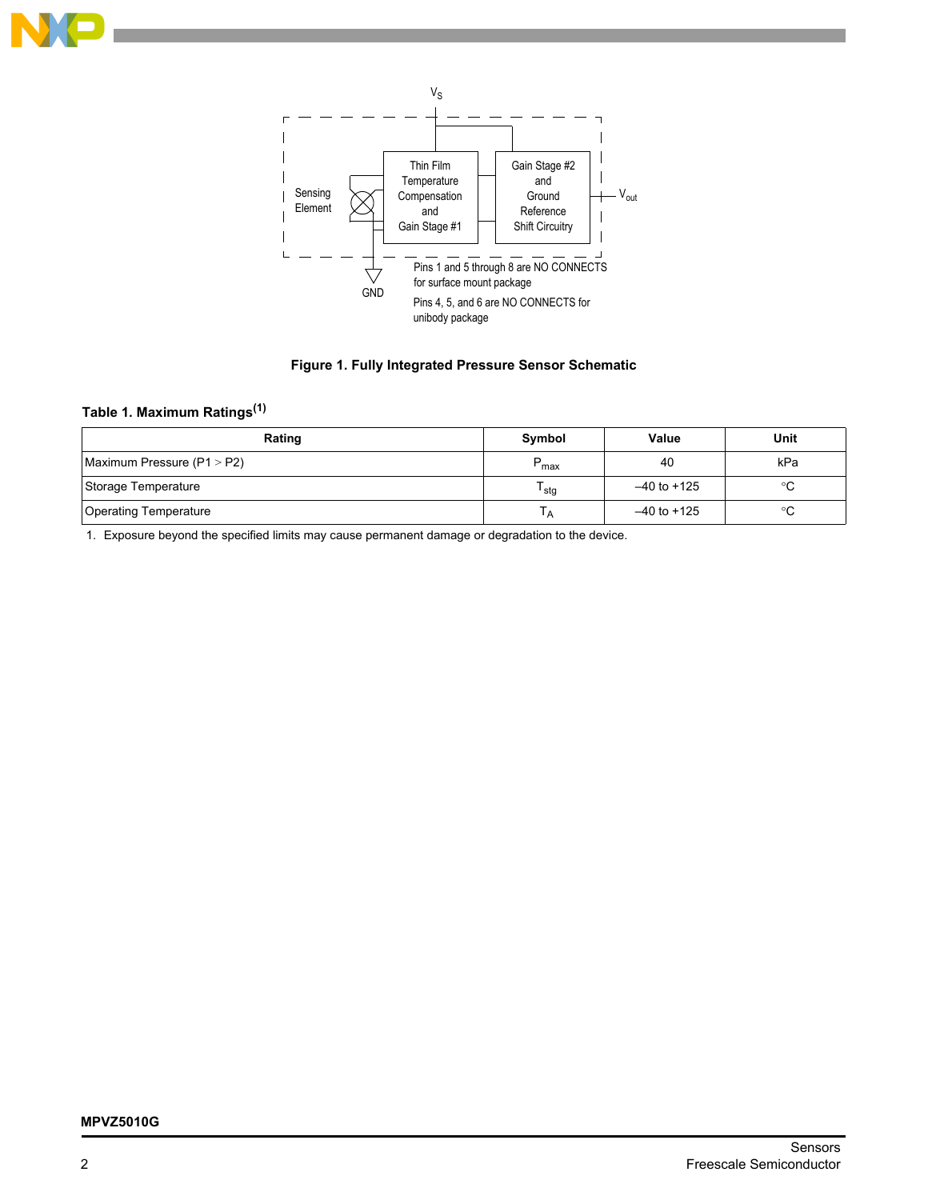$V_S$

Sensing Element

Thin Film Temperature Compensation and Gain Stage #1

Gain Stage #2 and Ground Reference Shift Circuitry

$V_{out}$

GND

Pins 1 and 5 through 8 are NO CONNECTS for surface mount package

Pins 4, 5, and 6 are NO CONNECTS for unibody package

**Figure 1. Fully Integrated Pressure Sensor Schematic**

### Table 1. Maximum Ratings[1]

| Rating | Symbol | Value | Unit |
|---|---|---|---|
| Maximum Pressure (P1 > P2) | $P_{max}$ | 40 | kPa |
| Storage Temperature | $T_{stg}$ | –40 to +125 | °C |
| Operating Temperature | $T_A$ | –40 to +125 | °C |

1. Exposure beyond the specified limits may cause permanent damage or degradation to the device.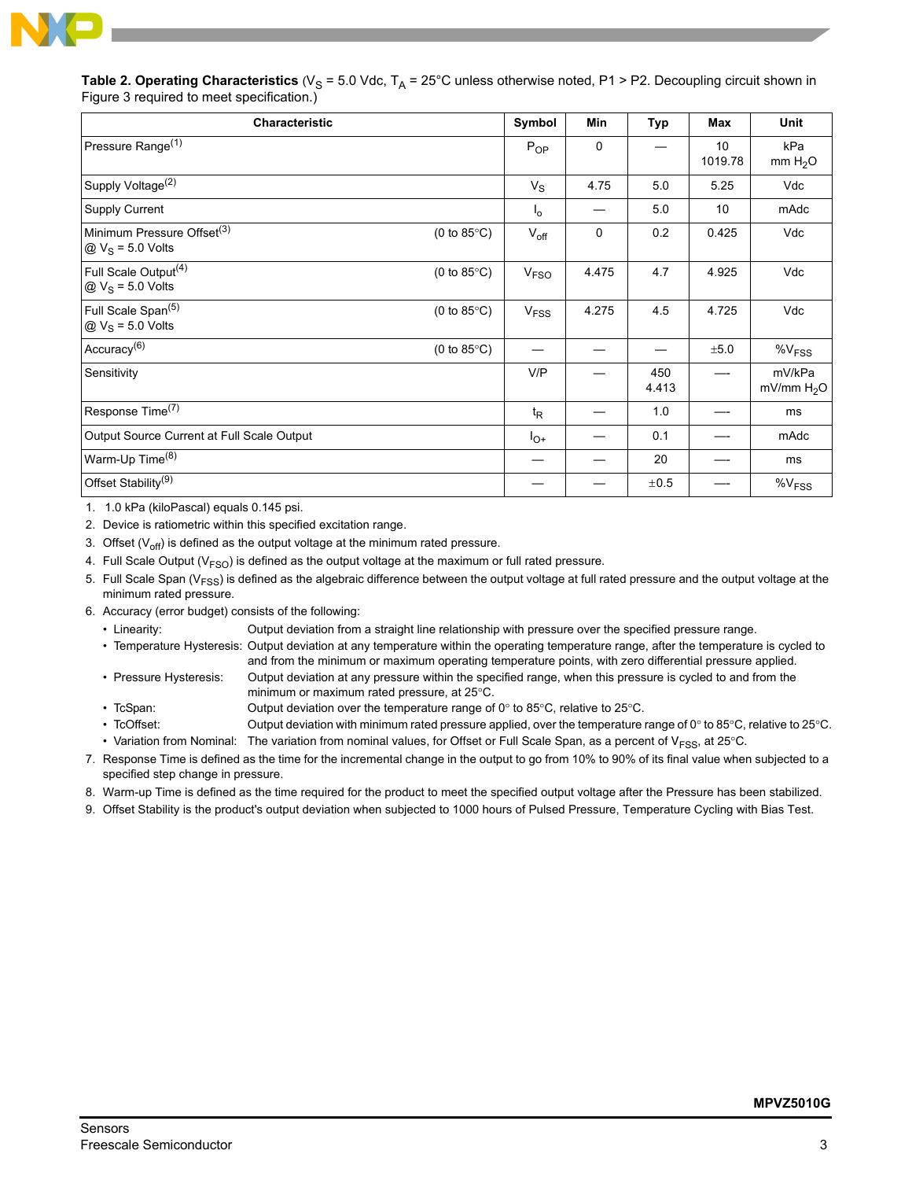**Table 2. Operating Characteristics** ($V_S$ = 5.0 Vdc, $T_A$ = 25°C unless otherwise noted, P1 > P2. Decoupling circuit shown in Figure 3 required to meet specification.)

| Characteristic | | Symbol | Min | Typ | Max | Unit |
|---|---|---|---|---|---|---|
| Pressure Range[1] | | $P_{OP}$ | 0 | — | 10<br>1019.78 | kPa<br>mm $H_2O$ |
| Supply Voltage[2] | | $V_S$ | 4.75 | 5.0 | 5.25 | Vdc |
| Supply Current | | $I_o$ | — | 5.0 | 10 | mAdc |
| Minimum Pressure Offset[3]<br>@ $V_S$ = 5.0 Volts | (0 to 85°C) | $V_{off}$ | 0 | 0.2 | 0.425 | Vdc |
| Full Scale Output[4]<br>@ $V_S$ = 5.0 Volts | (0 to 85°C) | $V_{FSO}$ | 4.475 | 4.7 | 4.925 | Vdc |
| Full Scale Span[5]<br>@ $V_S$ = 5.0 Volts | (0 to 85°C) | $V_{FSS}$ | 4.275 | 4.5 | 4.725 | Vdc |
| Accuracy[6] | (0 to 85°C) | — | — | — | ±5.0 | $\%V_{FSS}$ |
| Sensitivity | | V/P | — | 450<br>4.413 | — | mV/kPa<br>mV/mm $H_2O$ |
| Response Time[7] | | $t_R$ | — | 1.0 | — | ms |
| Output Source Current at Full Scale Output | | $I_{O+}$ | — | 0.1 | — | mAdc |
| Warm-Up Time[8] | | — | — | 20 | — | ms |
| Offset Stability[9] | | — | — | ±0.5 | — | $\%V_{FSS}$ |

1. 1.0 kPa (kiloPascal) equals 0.145 psi.
2. Device is ratiometric within this specified excitation range.
3. Offset ($V_{off}$) is defined as the output voltage at the minimum rated pressure.
4. Full Scale Output ($V_{FSO}$) is defined as the output voltage at the maximum or full rated pressure.
5. Full Scale Span ($V_{FSS}$) is defined as the algebraic difference between the output voltage at full rated pressure and the output voltage at the minimum rated pressure.
6. Accuracy (error budget) consists of the following:
   - Linearity: Output deviation from a straight line relationship with pressure over the specified pressure range.
   - Temperature Hysteresis: Output deviation at any temperature within the operating temperature range, after the temperature is cycled to and from the minimum or maximum operating temperature points, with zero differential pressure applied.
   - Pressure Hysteresis: Output deviation at any pressure within the specified range, when this pressure is cycled to and from the minimum or maximum rated pressure, at 25°C.
   - TcSpan: Output deviation over the temperature range of 0° to 85°C, relative to 25°C.
   - TcOffset: Output deviation with minimum rated pressure applied, over the temperature range of 0° to 85°C, relative to 25°C.
   - Variation from Nominal: The variation from nominal values, for Offset or Full Scale Span, as a percent of $V_{FSS}$, at 25°C.
7. Response Time is defined as the time for the incremental change in the output to go from 10% to 90% of its final value when subjected to a specified step change in pressure.
8. Warm-up Time is defined as the time required for the product to meet the specified output voltage after the Pressure has been stabilized.
9. Offset Stability is the product's output deviation when subjected to 1000 hours of Pulsed Pressure, Temperature Cycling with Bias Test.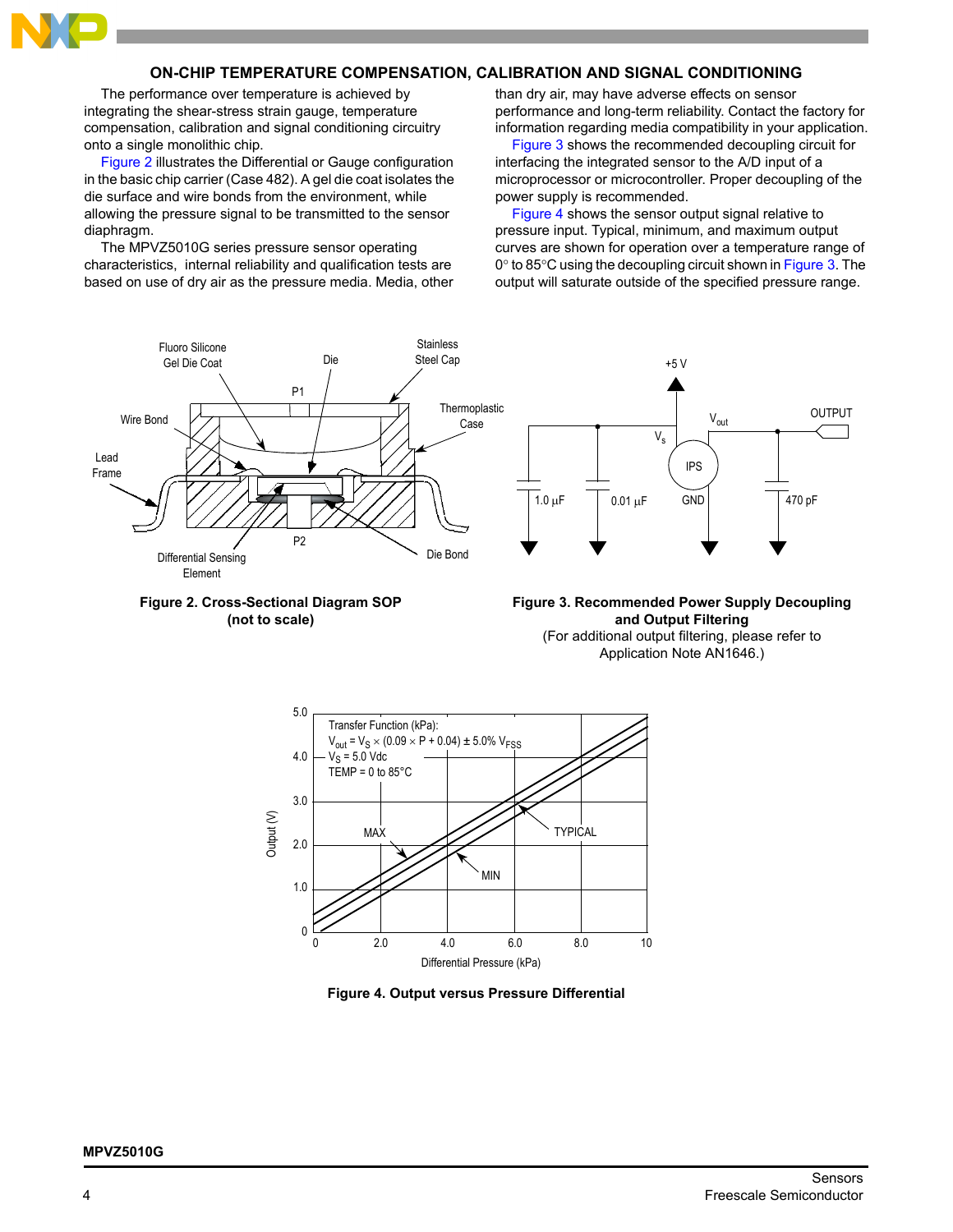## ON-CHIP TEMPERATURE COMPENSATION, CALIBRATION AND SIGNAL CONDITIONING

The performance over temperature is achieved by integrating the shear-stress strain gauge, temperature compensation, calibration and signal conditioning circuitry onto a single monolithic chip.

Figure 2 illustrates the Differential or Gauge configuration in the basic chip carrier (Case 482). A gel die coat isolates the die surface and wire bonds from the environment, while allowing the pressure signal to be transmitted to the sensor diaphragm.

The MPVZ5010G series pressure sensor operating characteristics, internal reliability and qualification tests are based on use of dry air as the pressure media. Media, other than dry air, may have adverse effects on sensor performance and long-term reliability. Contact the factory for information regarding media compatibility in your application.

Figure 3 shows the recommended decoupling circuit for interfacing the integrated sensor to the A/D input of a microprocessor or microcontroller. Proper decoupling of the power supply is recommended.

Figure 4 shows the sensor output signal relative to pressure input. Typical, minimum, and maximum output curves are shown for operation over a temperature range of 0° to 85°C using the decoupling circuit shown in Figure 3. The output will saturate outside of the specified pressure range.

**Figure 2. Cross-Sectional Diagram SOP (not to scale)**

**Figure 3. Recommended Power Supply Decoupling and Output Filtering**
(For additional output filtering, please refer to Application Note AN1646.)

Transfer Function (kPa):
$V_{out} = V_S \times (0.09 \times P + 0.04) \pm 5.0\% \, V_{FSS}$
$V_S = 5.0$ Vdc
TEMP = 0 to 85°C

**Figure 4. Output versus Pressure Differential**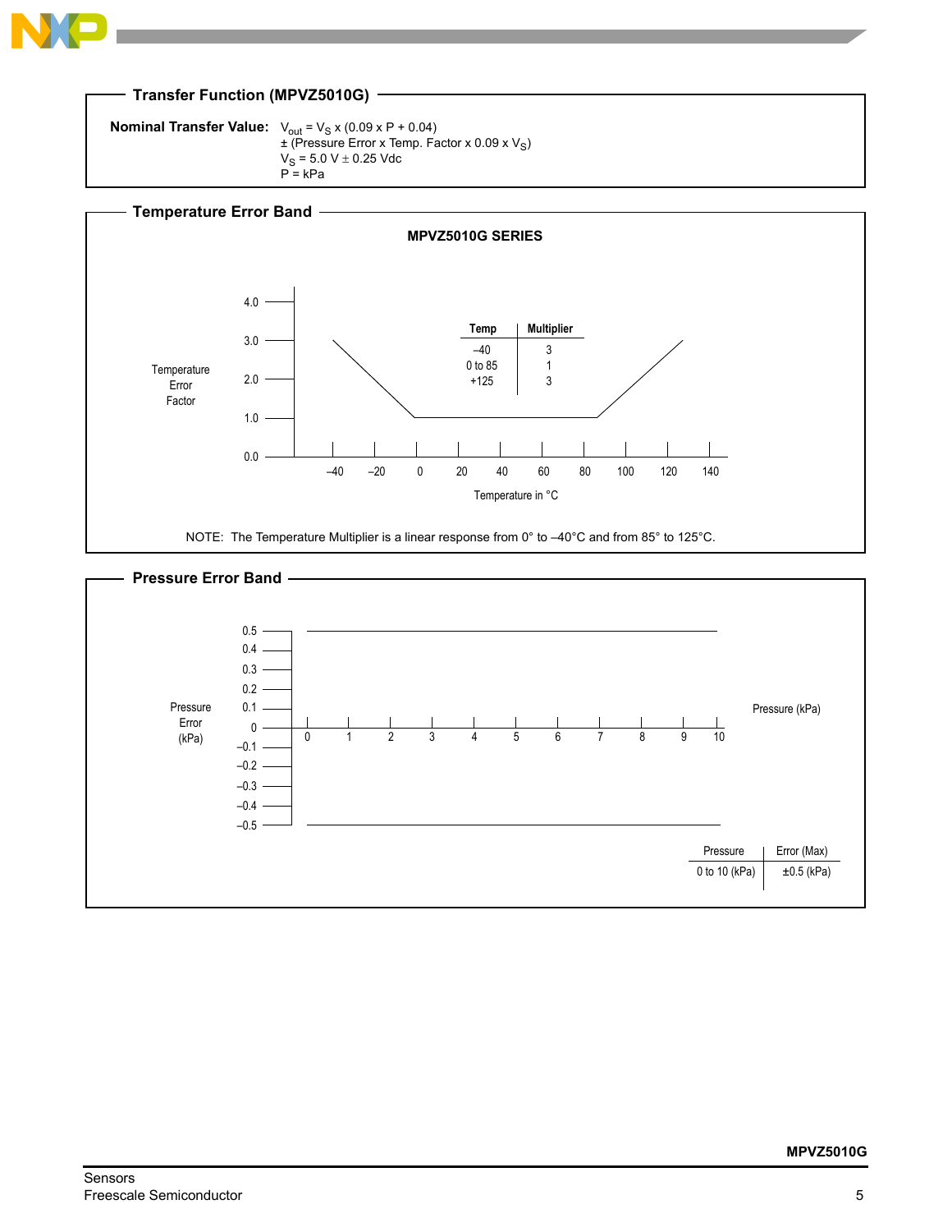## Transfer Function (MPVZ5010G)

**Nominal Transfer Value:** $V_{out} = V_S \times (0.09 \times P + 0.04)$
$\pm$ (Pressure Error x Temp. Factor x $0.09 \times V_S$)
$V_S = 5.0 \text{ V} \pm 0.25 \text{ Vdc}$
P = kPa

## Temperature Error Band

**MPVZ5010G SERIES**

| Temp | Multiplier |
|---|---|
| –40 | 3 |
| 0 to 85 | 1 |
| +125 | 3 |

NOTE: The Temperature Multiplier is a linear response from 0° to –40°C and from 85° to 125°C.

## Pressure Error Band

| Pressure | Error (Max) |
|---|---|
| 0 to 10 (kPa) | ±0.5 (kPa) |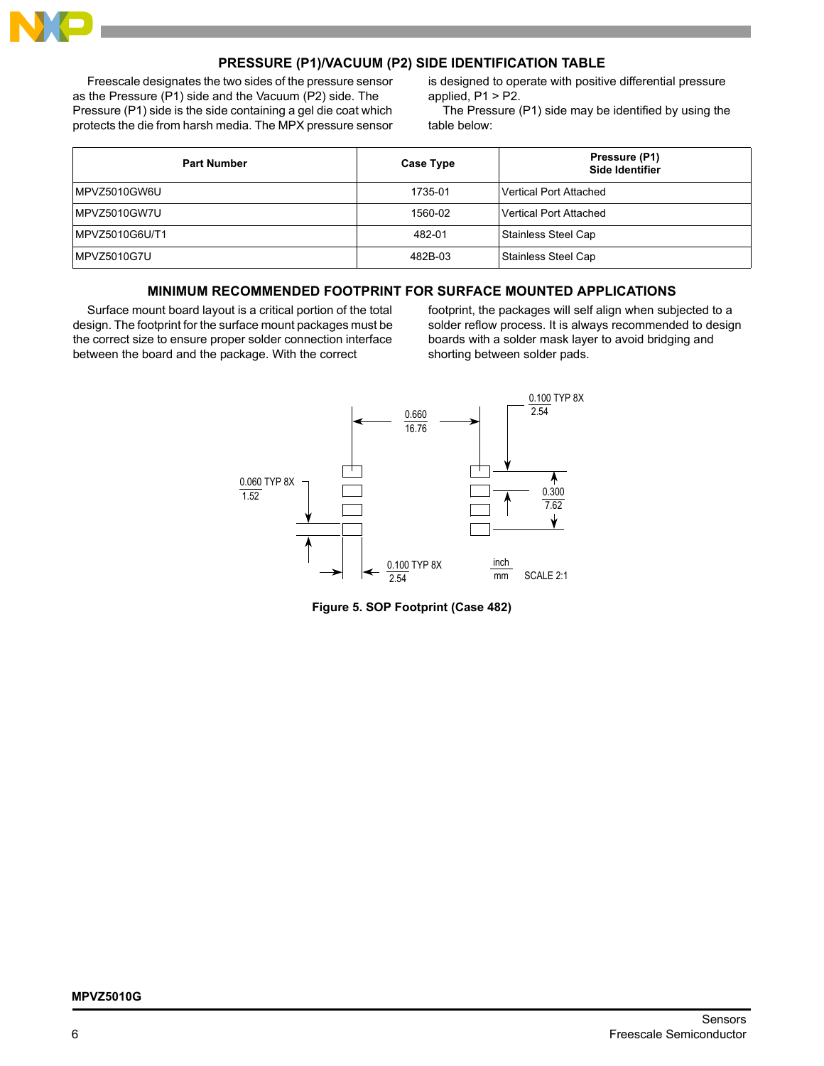## PRESSURE (P1)/VACUUM (P2) SIDE IDENTIFICATION TABLE

Freescale designates the two sides of the pressure sensor as the Pressure (P1) side and the Vacuum (P2) side. The Pressure (P1) side is the side containing a gel die coat which protects the die from harsh media. The MPX pressure sensor is designed to operate with positive differential pressure applied, P1 > P2.

The Pressure (P1) side may be identified by using the table below:

| Part Number | Case Type | Pressure (P1) Side Identifier |
|---|---|---|
| MPVZ5010GW6U | 1735-01 | Vertical Port Attached |
| MPVZ5010GW7U | 1560-02 | Vertical Port Attached |
| MPVZ5010G6U/T1 | 482-01 | Stainless Steel Cap |
| MPVZ5010G7U | 482B-03 | Stainless Steel Cap |

## MINIMUM RECOMMENDED FOOTPRINT FOR SURFACE MOUNTED APPLICATIONS

Surface mount board layout is a critical portion of the total design. The footprint for the surface mount packages must be the correct size to ensure proper solder connection interface between the board and the package. With the correct footprint, the packages will self align when subjected to a solder reflow process. It is always recommended to design boards with a solder mask layer to avoid bridging and shorting between solder pads.

0.660 / 16.76

0.100 TYP 8X / 2.54

0.060 TYP 8X / 1.52

0.300 / 7.62

0.100 TYP 8X / 2.54

inch / mm  SCALE 2:1

**Figure 5. SOP Footprint (Case 482)**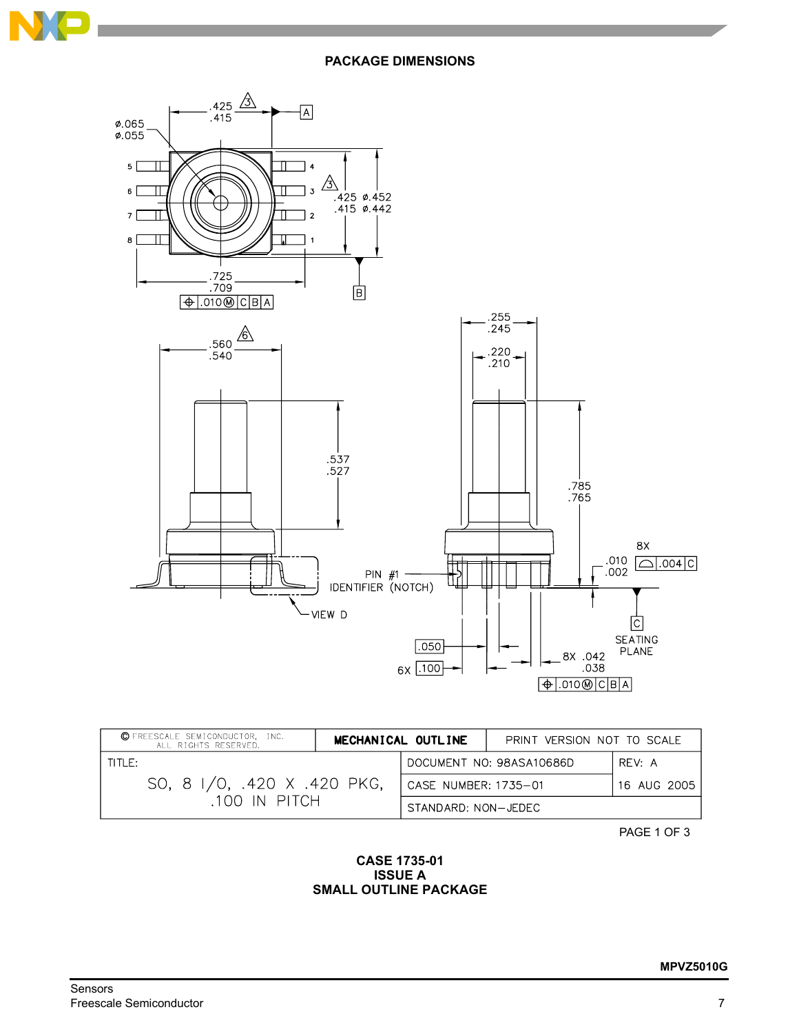## PACKAGE DIMENSIONS

.425
.415

ø.065
ø.055

.425
.415

ø.452
ø.442

.725
.709

.010 M C B A

.560
.540

.537
.527

VIEW D

PIN #1
IDENTIFIER (NOTCH)

.255
.245

.220
.210

.785
.765

8X

.010
.002

.004 C

C

SEATING PLANE

.050

6X .100

8X .042
.038

.010 M C B A

| © FREESCALE SEMICONDUCTOR, INC. ALL RIGHTS RESERVED. | MECHANICAL OUTLINE | PRINT VERSION NOT TO SCALE | |
|---|---|---|---|
| TITLE: SO, 8 I/O, .420 X .420 PKG, .100 IN PITCH | | DOCUMENT NO: 98ASA10686D | REV: A |
| | | CASE NUMBER: 1735–01 | 16 AUG 2005 |
| | | STANDARD: NON–JEDEC | |

PAGE 1 OF 3

**CASE 1735-01**
**ISSUE A**
**SMALL OUTLINE PACKAGE**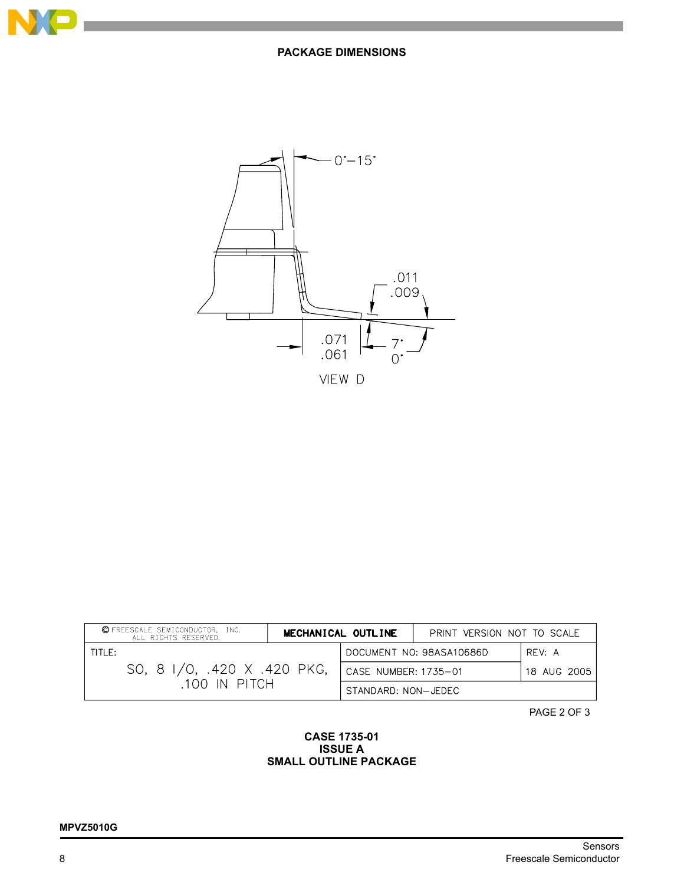## PACKAGE DIMENSIONS

0°–15°

.011
.009

.071
.061

7°
0°

VIEW D

| © FREESCALE SEMICONDUCTOR, INC. ALL RIGHTS RESERVED. | MECHANICAL OUTLINE | PRINT VERSION NOT TO SCALE | |
|---|---|---|---|
| TITLE: SO, 8 I/O, .420 X .420 PKG, .100 IN PITCH | | DOCUMENT NO: 98ASA10686D | REV: A |
| | | CASE NUMBER: 1735–01 | 18 AUG 2005 |
| | | STANDARD: NON–JEDEC | |

PAGE 2 OF 3

**CASE 1735-01**
**ISSUE A**
**SMALL OUTLINE PACKAGE**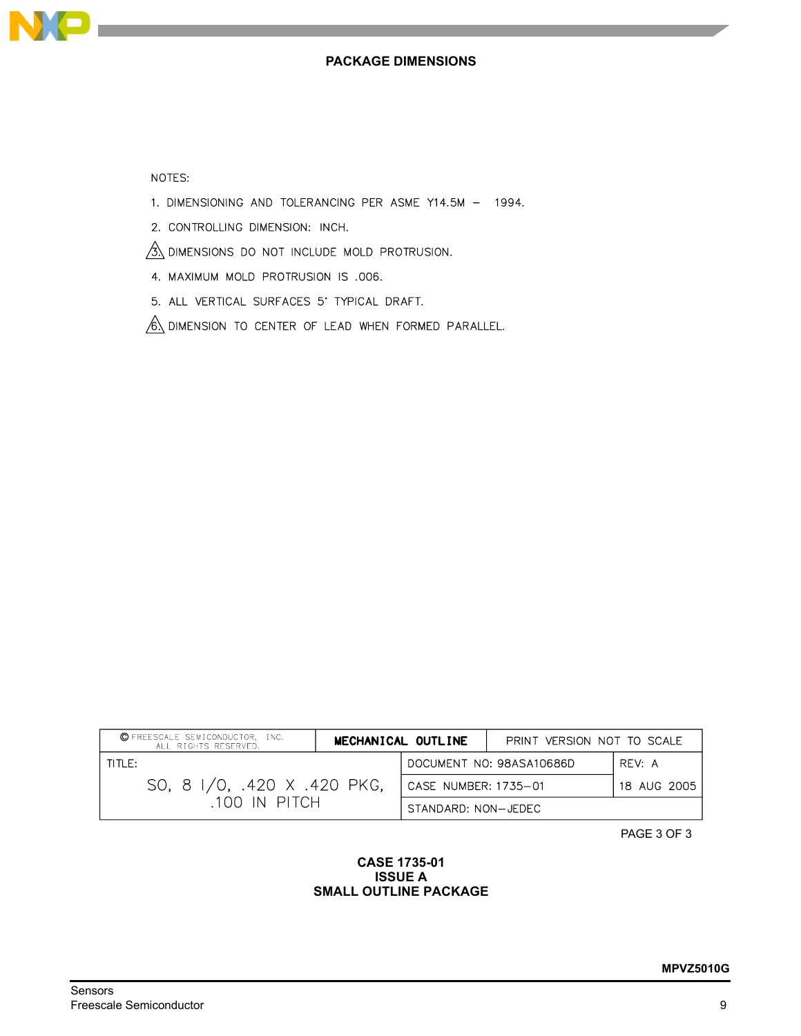## PACKAGE DIMENSIONS

NOTES:

1. DIMENSIONING AND TOLERANCING PER ASME Y14.5M – 1994.
2. CONTROLLING DIMENSION: INCH.
3. DIMENSIONS DO NOT INCLUDE MOLD PROTRUSION.
4. MAXIMUM MOLD PROTRUSION IS .006.
5. ALL VERTICAL SURFACES 5° TYPICAL DRAFT.
6. DIMENSION TO CENTER OF LEAD WHEN FORMED PARALLEL.

| © FREESCALE SEMICONDUCTOR, INC. ALL RIGHTS RESERVED. | MECHANICAL OUTLINE | PRINT VERSION NOT TO SCALE |
|---|---|---|
| TITLE: SO, 8 I/O, .420 X .420 PKG, .100 IN PITCH | DOCUMENT NO: 98ASA10686D | REV: A |
| | CASE NUMBER: 1735–01 | 18 AUG 2005 |
| | STANDARD: NON–JEDEC | |

PAGE 3 OF 3

**CASE 1735-01**
**ISSUE A**
**SMALL OUTLINE PACKAGE**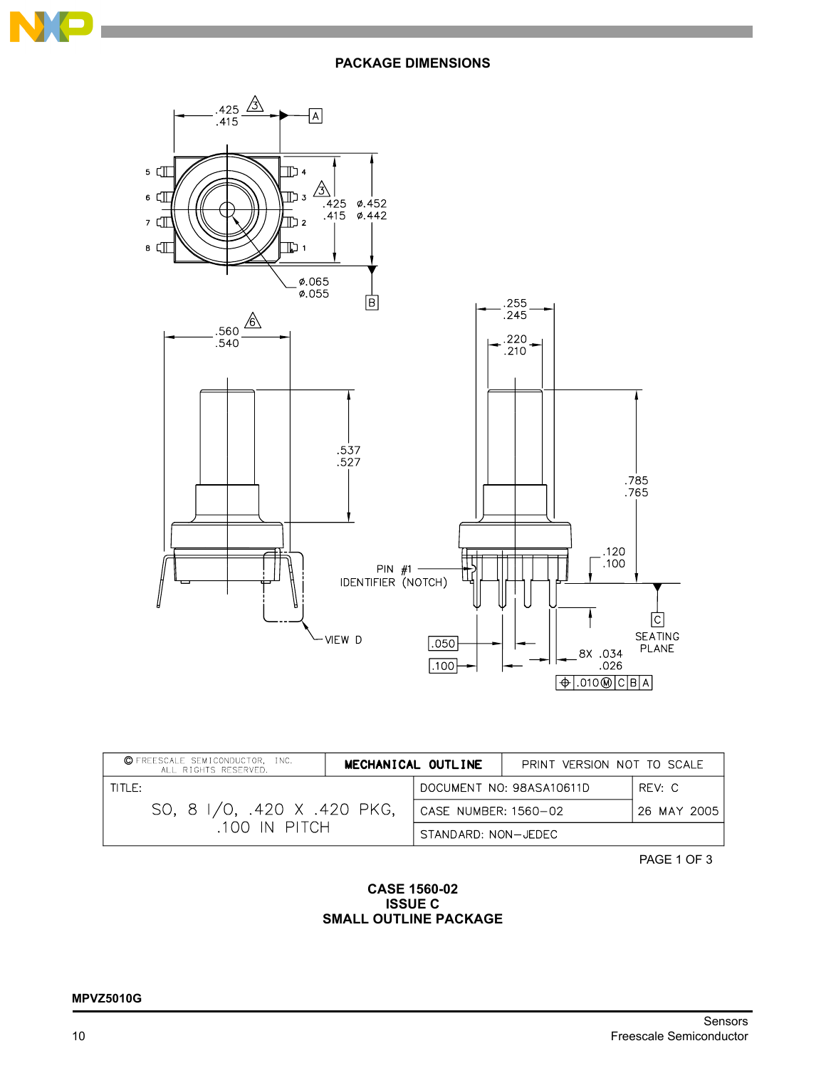## PACKAGE DIMENSIONS

| © FREESCALE SEMICONDUCTOR, INC. ALL RIGHTS RESERVED. | MECHANICAL OUTLINE | PRINT VERSION NOT TO SCALE |
|---|---|---|
| TITLE: SO, 8 I/O, .420 X .420 PKG, .100 IN PITCH | DOCUMENT NO: 98ASA10611D | REV: C |
| | CASE NUMBER: 1560–02 | 26 MAY 2005 |
| | STANDARD: NON–JEDEC | |

PAGE 1 OF 3

**CASE 1560-02**
**ISSUE C**
**SMALL OUTLINE PACKAGE**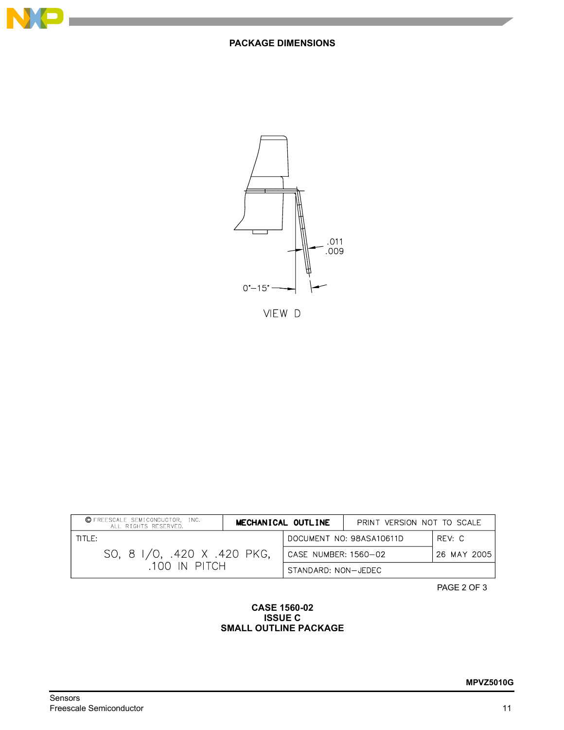## PACKAGE DIMENSIONS

.011
.009

0°–15°

VIEW D

| © FREESCALE SEMICONDUCTOR, INC. ALL RIGHTS RESERVED. | MECHANICAL OUTLINE | PRINT VERSION NOT TO SCALE | |
|---|---|---|---|
| TITLE: SO, 8 I/O, .420 X .420 PKG, .100 IN PITCH | | DOCUMENT NO: 98ASA10611D | REV: C |
| | | CASE NUMBER: 1560–02 | 26 MAY 2005 |
| | | STANDARD: NON–JEDEC | |

PAGE 2 OF 3

**CASE 1560-02**
**ISSUE C**
**SMALL OUTLINE PACKAGE**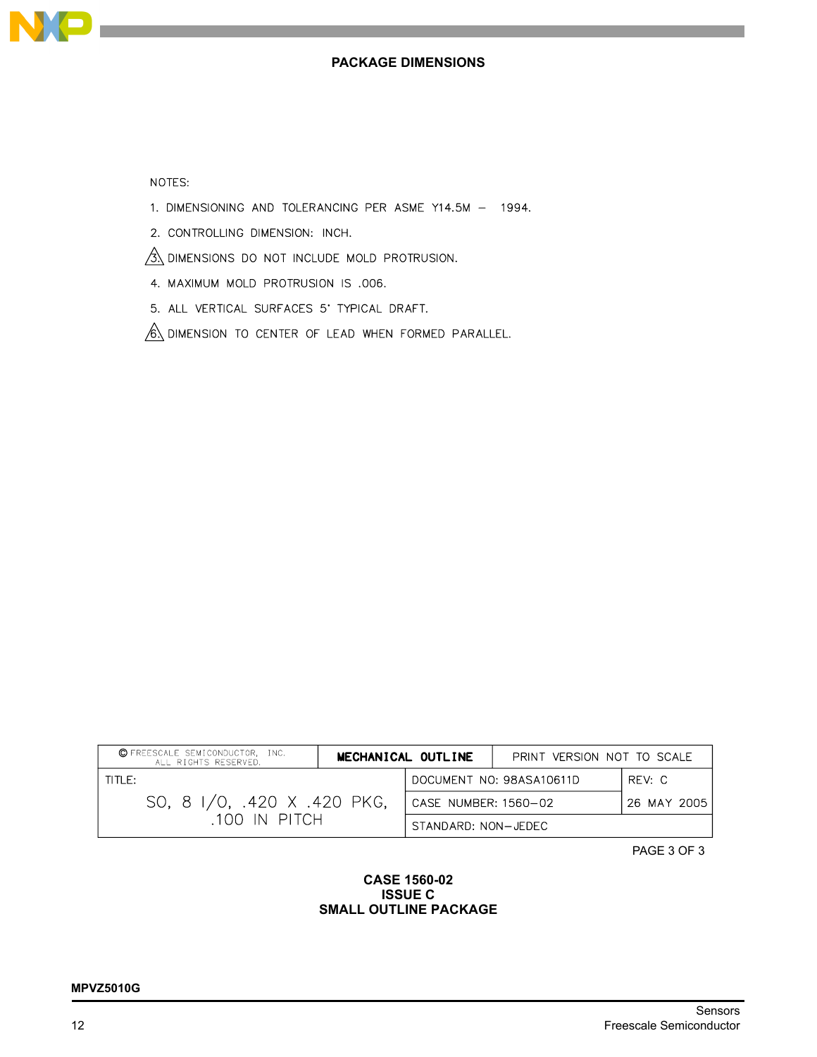## PACKAGE DIMENSIONS

NOTES:

1. DIMENSIONING AND TOLERANCING PER ASME Y14.5M – 1994.
2. CONTROLLING DIMENSION: INCH.
3. DIMENSIONS DO NOT INCLUDE MOLD PROTRUSION.
4. MAXIMUM MOLD PROTRUSION IS .006.
5. ALL VERTICAL SURFACES 5° TYPICAL DRAFT.
6. DIMENSION TO CENTER OF LEAD WHEN FORMED PARALLEL.

| © FREESCALE SEMICONDUCTOR, INC. ALL RIGHTS RESERVED. | MECHANICAL OUTLINE | PRINT VERSION NOT TO SCALE |
|---|---|---|
| TITLE: SO, 8 I/O, .420 X .420 PKG, .100 IN PITCH | DOCUMENT NO: 98ASA10611D | REV: C |
| | CASE NUMBER: 1560–02 | 26 MAY 2005 |
| | STANDARD: NON–JEDEC | |

PAGE 3 OF 3

**CASE 1560-02**
**ISSUE C**
**SMALL OUTLINE PACKAGE**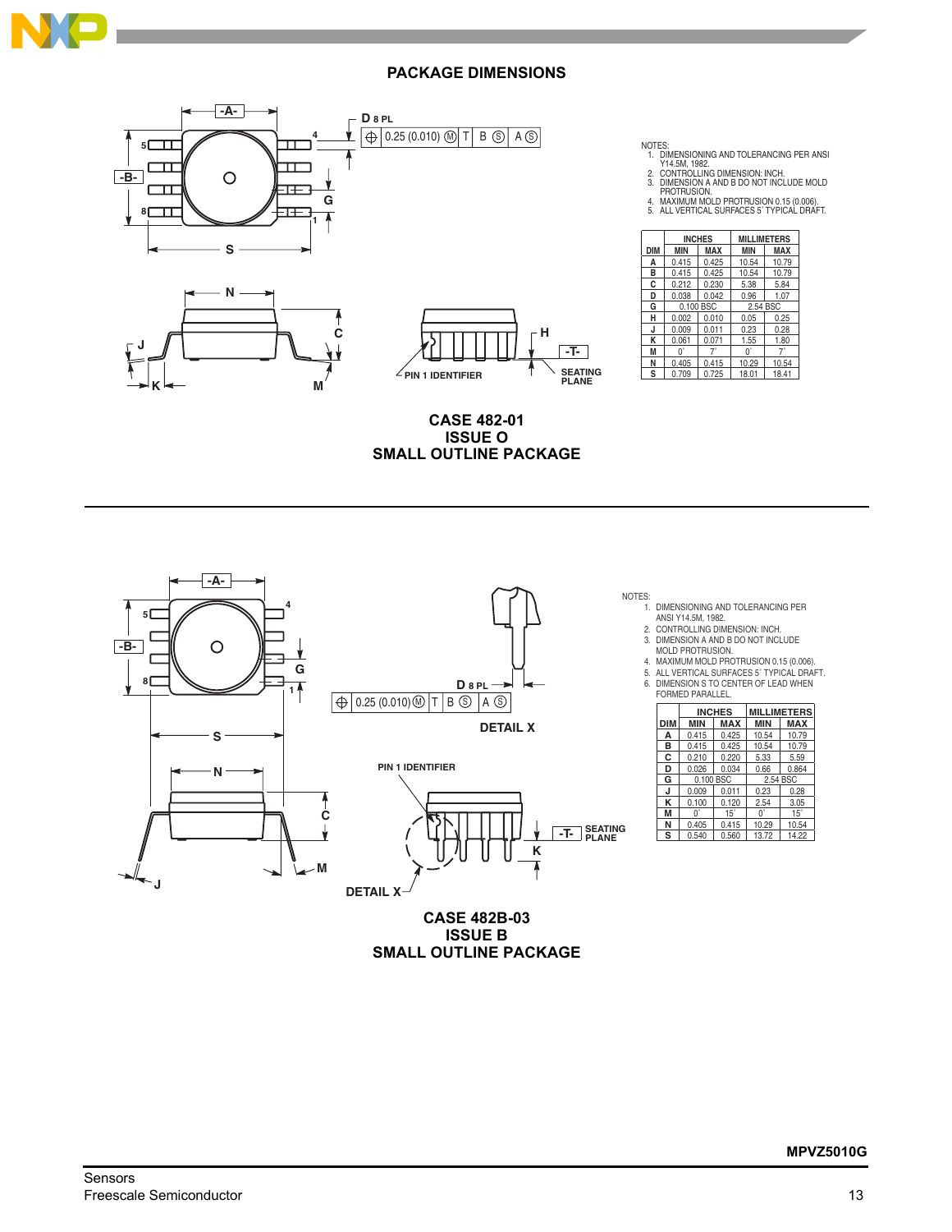## PACKAGE DIMENSIONS

NOTES:
1. DIMENSIONING AND TOLERANCING PER ANSI Y14.5M, 1982.
2. CONTROLLING DIMENSION: INCH.
3. DIMENSION A AND B DO NOT INCLUDE MOLD PROTRUSION.
4. MAXIMUM MOLD PROTRUSION 0.15 (0.006).
5. ALL VERTICAL SURFACES 5˚ TYPICAL DRAFT.

| DIM | INCHES MIN | INCHES MAX | MILLIMETERS MIN | MILLIMETERS MAX |
|---|---|---|---|---|
| A | 0.415 | 0.425 | 10.54 | 10.79 |
| B | 0.415 | 0.425 | 10.54 | 10.79 |
| C | 0.212 | 0.230 | 5.38 | 5.84 |
| D | 0.038 | 0.042 | 0.96 | 1.07 |
| G | 0.100 BSC | | 2.54 BSC | |
| H | 0.002 | 0.010 | 0.05 | 0.25 |
| J | 0.009 | 0.011 | 0.23 | 0.28 |
| K | 0.061 | 0.071 | 1.55 | 1.80 |
| M | 0˚ | 7˚ | 0˚ | 7˚ |
| N | 0.405 | 0.415 | 10.29 | 10.54 |
| S | 0.709 | 0.725 | 18.01 | 18.41 |

**CASE 482-01**
**ISSUE O**
**SMALL OUTLINE PACKAGE**

---

NOTES:
1. DIMENSIONING AND TOLERANCING PER ANSI Y14.5M, 1982.
2. CONTROLLING DIMENSION: INCH.
3. DIMENSION A AND B DO NOT INCLUDE MOLD PROTRUSION.
4. MAXIMUM MOLD PROTRUSION 0.15 (0.006).
5. ALL VERTICAL SURFACES 5˚ TYPICAL DRAFT.
6. DIMENSION S TO CENTER OF LEAD WHEN FORMED PARALLEL.

| DIM | INCHES MIN | INCHES MAX | MILLIMETERS MIN | MILLIMETERS MAX |
|---|---|---|---|---|
| A | 0.415 | 0.425 | 10.54 | 10.79 |
| B | 0.415 | 0.425 | 10.54 | 10.79 |
| C | 0.210 | 0.220 | 5.33 | 5.59 |
| D | 0.026 | 0.034 | 0.66 | 0.864 |
| G | 0.100 BSC | | 2.54 BSC | |
| J | 0.009 | 0.011 | 0.23 | 0.28 |
| K | 0.100 | 0.120 | 2.54 | 3.05 |
| M | 0˚ | 15˚ | 0˚ | 15˚ |
| N | 0.405 | 0.415 | 10.29 | 10.54 |
| S | 0.540 | 0.560 | 13.72 | 14.22 |

**CASE 482B-03**
**ISSUE B**
**SMALL OUTLINE PACKAGE**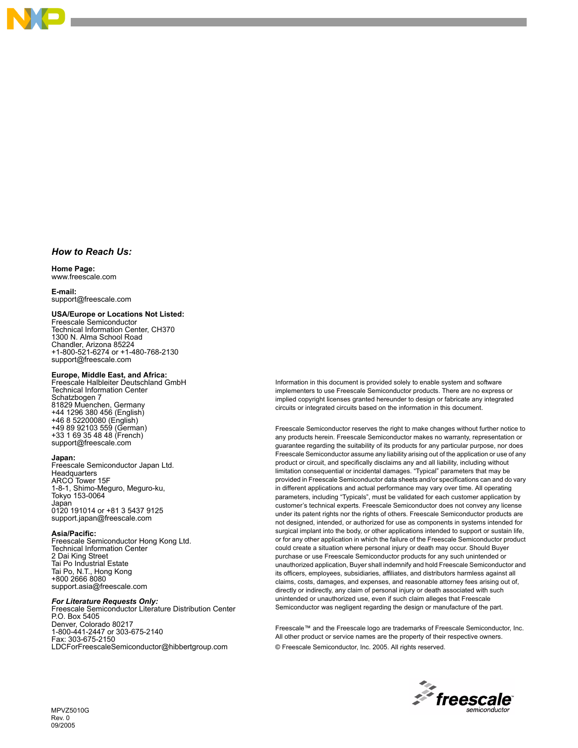*How to Reach Us:*

**Home Page:**
www.freescale.com

**E-mail:**
support@freescale.com

**USA/Europe or Locations Not Listed:**
Freescale Semiconductor
Technical Information Center, CH370
1300 N. Alma School Road
Chandler, Arizona 85224
+1-800-521-6274 or +1-480-768-2130
support@freescale.com

**Europe, Middle East, and Africa:**
Freescale Halbleiter Deutschland GmbH
Technical Information Center
Schatzbogen 7
81829 Muenchen, Germany
+44 1296 380 456 (English)
+46 8 52200080 (English)
+49 89 92103 559 (German)
+33 1 69 35 48 48 (French)
support@freescale.com

**Japan:**
Freescale Semiconductor Japan Ltd.
Headquarters
ARCO Tower 15F
1-8-1, Shimo-Meguro, Meguro-ku,
Tokyo 153-0064
Japan
0120 191014 or +81 3 5437 9125
support.japan@freescale.com

**Asia/Pacific:**
Freescale Semiconductor Hong Kong Ltd.
Technical Information Center
2 Dai King Street
Tai Po Industrial Estate
Tai Po, N.T., Hong Kong
+800 2666 8080
support.asia@freescale.com

***For Literature Requests Only:***
Freescale Semiconductor Literature Distribution Center
P.O. Box 5405
Denver, Colorado 80217
1-800-441-2447 or 303-675-2140
Fax: 303-675-2150
LDCForFreescaleSemiconductor@hibbertgroup.com

Information in this document is provided solely to enable system and software implementers to use Freescale Semiconductor products. There are no express or implied copyright licenses granted hereunder to design or fabricate any integrated circuits or integrated circuits based on the information in this document.

Freescale Semiconductor reserves the right to make changes without further notice to any products herein. Freescale Semiconductor makes no warranty, representation or guarantee regarding the suitability of its products for any particular purpose, nor does Freescale Semiconductor assume any liability arising out of the application or use of any product or circuit, and specifically disclaims any and all liability, including without limitation consequential or incidental damages. "Typical" parameters that may be provided in Freescale Semiconductor data sheets and/or specifications can and do vary in different applications and actual performance may vary over time. All operating parameters, including "Typicals", must be validated for each customer application by customer's technical experts. Freescale Semiconductor does not convey any license under its patent rights nor the rights of others. Freescale Semiconductor products are not designed, intended, or authorized for use as components in systems intended for surgical implant into the body, or other applications intended to support or sustain life, or for any other application in which the failure of the Freescale Semiconductor product could create a situation where personal injury or death may occur. Should Buyer purchase or use Freescale Semiconductor products for any such unintended or unauthorized application, Buyer shall indemnify and hold Freescale Semiconductor and its officers, employees, subsidiaries, affiliates, and distributors harmless against all claims, costs, damages, and expenses, and reasonable attorney fees arising out of, directly or indirectly, any claim of personal injury or death associated with such unintended or unauthorized use, even if such claim alleges that Freescale Semiconductor was negligent regarding the design or manufacture of the part.

Freescale™ and the Freescale logo are trademarks of Freescale Semiconductor, Inc. All other product or service names are the property of their respective owners.

© Freescale Semiconductor, Inc. 2005. All rights reserved.

MPVZ5010G
Rev. 0
09/2005